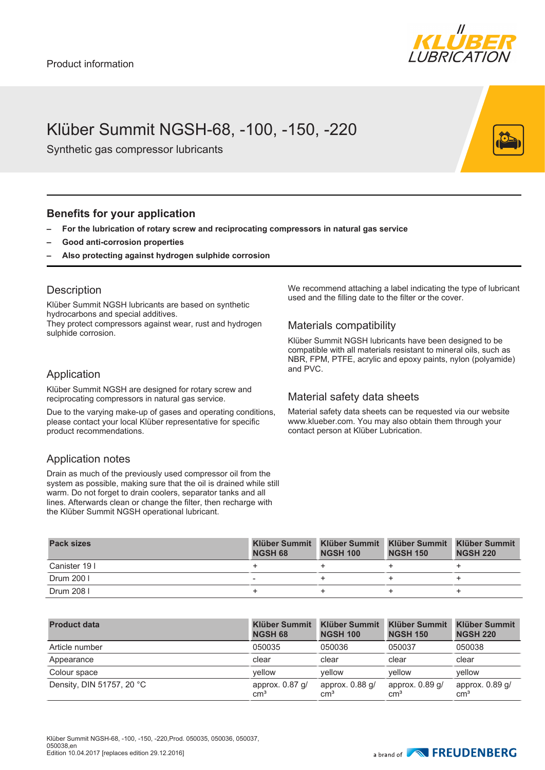Product information

# Klüber Summit NGSH-68, -100, -150, -220

Synthetic gas compressor lubricants

## Benefits for your application

- **For the lubrication of rotary screw and reciprocating compressors in natural gas service**
- **Good anti-corrosion properties**
- **Also protecting against hydrogen sulphide corrosion**

## Description

Klüber Summit NGSH lubricants are based on synthetic hydrocarbons and special additives.
They protect compressors against wear, rust and hydrogen sulphide corrosion.

## Application

Klüber Summit NGSH are designed for rotary screw and reciprocating compressors in natural gas service.

Due to the varying make-up of gases and operating conditions, please contact your local Klüber representative for specific product recommendations.

## Application notes

Drain as much of the previously used compressor oil from the system as possible, making sure that the oil is drained while still warm. Do not forget to drain coolers, separator tanks and all lines. Afterwards clean or change the filter, then recharge with the Klüber Summit NGSH operational lubricant.

We recommend attaching a label indicating the type of lubricant used and the filling date to the filter or the cover.

## Materials compatibility

Klüber Summit NGSH lubricants have been designed to be compatible with all materials resistant to mineral oils, such as NBR, FPM, PTFE, acrylic and epoxy paints, nylon (polyamide) and PVC.

## Material safety data sheets

Material safety data sheets can be requested via our website www.klueber.com. You may also obtain them through your contact person at Klüber Lubrication.

| Pack sizes | Klüber Summit NGSH 68 | Klüber Summit NGSH 100 | Klüber Summit NGSH 150 | Klüber Summit NGSH 220 |
|---|---|---|---|---|
| Canister 19 l | + | + | + | + |
| Drum 200 l | - | + | + | + |
| Drum 208 l | + | + | + | + |

| Product data | Klüber Summit NGSH 68 | Klüber Summit NGSH 100 | Klüber Summit NGSH 150 | Klüber Summit NGSH 220 |
|---|---|---|---|---|
| Article number | 050035 | 050036 | 050037 | 050038 |
| Appearance | clear | clear | clear | clear |
| Colour space | yellow | yellow | yellow | yellow |
| Density, DIN 51757, 20 °C | approx. 0.87 g/cm³ | approx. 0.88 g/cm³ | approx. 0.89 g/cm³ | approx. 0.89 g/cm³ |

Klüber Summit NGSH-68, -100, -150, -220,Prod. 050035, 050036, 050037, 050038,en
Edition 10.04.2017 [replaces edition 29.12.2016]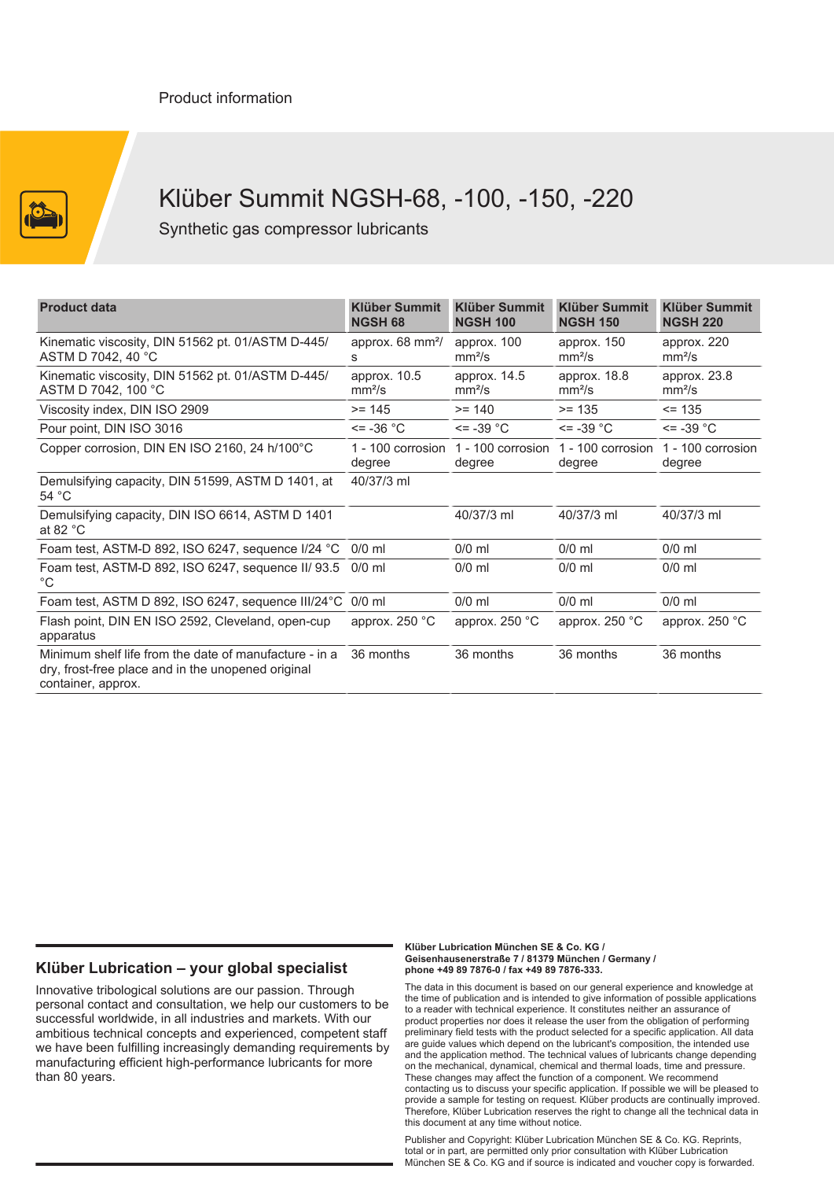Product information

# Klüber Summit NGSH-68, -100, -150, -220

Synthetic gas compressor lubricants

| Product data | Klüber Summit NGSH 68 | Klüber Summit NGSH 100 | Klüber Summit NGSH 150 | Klüber Summit NGSH 220 |
|---|---|---|---|---|
| Kinematic viscosity, DIN 51562 pt. 01/ASTM D-445/ ASTM D 7042, 40 °C | approx. 68 mm²/s | approx. 100 mm²/s | approx. 150 mm²/s | approx. 220 mm²/s |
| Kinematic viscosity, DIN 51562 pt. 01/ASTM D-445/ ASTM D 7042, 100 °C | approx. 10.5 mm²/s | approx. 14.5 mm²/s | approx. 18.8 mm²/s | approx. 23.8 mm²/s |
| Viscosity index, DIN ISO 2909 | >= 145 | >= 140 | >= 135 | <= 135 |
| Pour point, DIN ISO 3016 | <= -36 °C | <= -39 °C | <= -39 °C | <= -39 °C |
| Copper corrosion, DIN EN ISO 2160, 24 h/100°C | 1 - 100 corrosion degree | 1 - 100 corrosion degree | 1 - 100 corrosion degree | 1 - 100 corrosion degree |
| Demulsifying capacity, DIN 51599, ASTM D 1401, at 54 °C | 40/37/3 ml | | | |
| Demulsifying capacity, DIN ISO 6614, ASTM D 1401 at 82 °C | | 40/37/3 ml | 40/37/3 ml | 40/37/3 ml |
| Foam test, ASTM-D 892, ISO 6247, sequence I/24 °C | 0/0 ml | 0/0 ml | 0/0 ml | 0/0 ml |
| Foam test, ASTM-D 892, ISO 6247, sequence II/ 93.5 °C | 0/0 ml | 0/0 ml | 0/0 ml | 0/0 ml |
| Foam test, ASTM D 892, ISO 6247, sequence III/24°C | 0/0 ml | 0/0 ml | 0/0 ml | 0/0 ml |
| Flash point, DIN EN ISO 2592, Cleveland, open-cup apparatus | approx. 250 °C | approx. 250 °C | approx. 250 °C | approx. 250 °C |
| Minimum shelf life from the date of manufacture - in a dry, frost-free place and in the unopened original container, approx. | 36 months | 36 months | 36 months | 36 months |

## Klüber Lubrication – your global specialist

Innovative tribological solutions are our passion. Through personal contact and consultation, we help our customers to be successful worldwide, in all industries and markets. With our ambitious technical concepts and experienced, competent staff we have been fulfilling increasingly demanding requirements by manufacturing efficient high-performance lubricants for more than 80 years.

**Klüber Lubrication München SE & Co. KG / Geisenhausenerstraße 7 / 81379 München / Germany / phone +49 89 7876-0 / fax +49 89 7876-333.**

The data in this document is based on our general experience and knowledge at the time of publication and is intended to give information of possible applications to a reader with technical experience. It constitutes neither an assurance of product properties nor does it release the user from the obligation of performing preliminary field tests with the product selected for a specific application. All data are guide values which depend on the lubricant's composition, the intended use and the application method. The technical values of lubricants change depending on the mechanical, dynamical, chemical and thermal loads, time and pressure. These changes may affect the function of a component. We recommend contacting us to discuss your specific application. If possible we will be pleased to provide a sample for testing on request. Klüber products are continually improved. Therefore, Klüber Lubrication reserves the right to change all the technical data in this document at any time without notice.

Publisher and Copyright: Klüber Lubrication München SE & Co. KG. Reprints, total or in part, are permitted only prior consultation with Klüber Lubrication München SE & Co. KG and if source is indicated and voucher copy is forwarded.